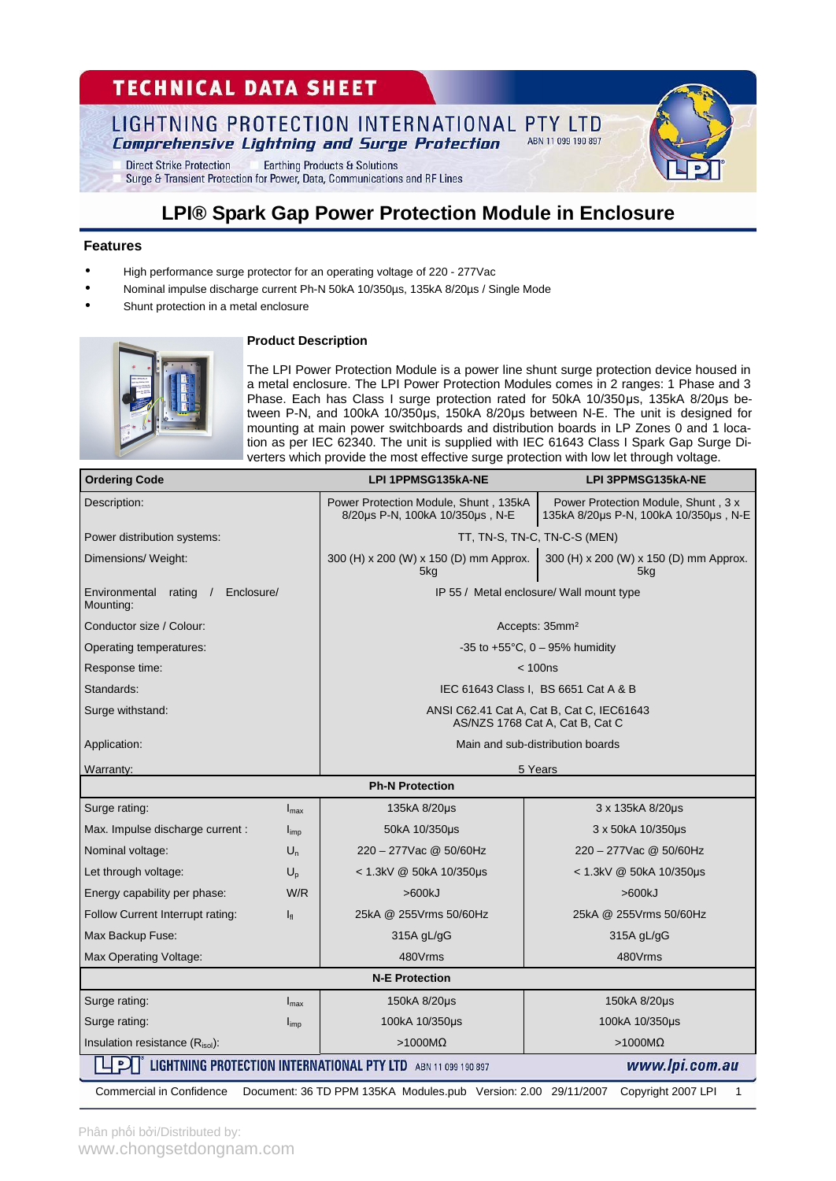# TECHNICAL DATA SHEET

LIGHTNING PROTECTION INTERNATIONAL PTY LTD

*Comprehensive Lightning and Surge Protection* ABN 11 099 190 897

Direct Strike Protection    Earthing Products & Solutions
Surge & Transient Protection for Power, Data, Communications and RF Lines

## LPI® Spark Gap Power Protection Module in Enclosure

### Features

- High performance surge protector for an operating voltage of 220 - 277Vac
- Nominal impulse discharge current Ph-N 50kA 10/350µs, 135kA 8/20µs / Single Mode
- Shunt protection in a metal enclosure

### Product Description

The LPI Power Protection Module is a power line shunt surge protection device housed in a metal enclosure. The LPI Power Protection Modules comes in 2 ranges: 1 Phase and 3 Phase. Each has Class I surge protection rated for 50kA 10/350µs, 135kA 8/20µs between P-N, and 100kA 10/350µs, 150kA 8/20µs between N-E. The unit is designed for mounting at main power switchboards and distribution boards in LP Zones 0 and 1 location as per IEC 62340. The unit is supplied with IEC 61643 Class I Spark Gap Surge Diverters which provide the most effective surge protection with low let through voltage.

| Ordering Code | | LPI 1PPMSG135kA-NE | LPI 3PPMSG135kA-NE |
|---|---|---|---|
| Description: | | Power Protection Module, Shunt , 135kA 8/20µs P-N, 100kA 10/350µs , N-E | Power Protection Module, Shunt , 3 x 135kA 8/20µs P-N, 100kA 10/350µs , N-E |
| Power distribution systems: | | TT, TN-S, TN-C, TN-C-S (MEN) | |
| Dimensions/ Weight: | | 300 (H) x 200 (W) x 150 (D) mm Approx. 5kg | 300 (H) x 200 (W) x 150 (D) mm Approx. 5kg |
| Environmental rating / Enclosure/ Mounting: | | IP 55 / Metal enclosure/ Wall mount type | |
| Conductor size / Colour: | | Accepts: 35mm² | |
| Operating temperatures: | | -35 to +55°C, 0 – 95% humidity | |
| Response time: | | < 100ns | |
| Standards: | | IEC 61643 Class I, BS 6651 Cat A & B | |
| Surge withstand: | | ANSI C62.41 Cat A, Cat B, Cat C, IEC61643 AS/NZS 1768 Cat A, Cat B, Cat C | |
| Application: | | Main and sub-distribution boards | |
| Warranty: | | 5 Years | |
| **Ph-N Protection** | | | |
| Surge rating: | $I_{max}$ | 135kA 8/20µs | 3 x 135kA 8/20µs |
| Max. Impulse discharge current : | $I_{imp}$ | 50kA 10/350µs | 3 x 50kA 10/350µs |
| Nominal voltage: | $U_n$ | 220 – 277Vac @ 50/60Hz | 220 – 277Vac @ 50/60Hz |
| Let through voltage: | $U_p$ | < 1.3kV @ 50kA 10/350µs | < 1.3kV @ 50kA 10/350µs |
| Energy capability per phase: | W/R | >600kJ | >600kJ |
| Follow Current Interrupt rating: | $I_{fi}$ | 25kA @ 255Vrms 50/60Hz | 25kA @ 255Vrms 50/60Hz |
| Max Backup Fuse: | | 315A gL/gG | 315A gL/gG |
| Max Operating Voltage: | | 480Vrms | 480Vrms |
| **N-E Protection** | | | |
| Surge rating: | $I_{max}$ | 150kA 8/20µs | 150kA 8/20µs |
| Surge rating: | $I_{imp}$ | 100kA 10/350µs | 100kA 10/350µs |
| Insulation resistance ($R_{isol}$): | | >1000MΩ | >1000MΩ |

LPI LIGHTNING PROTECTION INTERNATIONAL PTY LTD ABN 11 099 190 897 www.lpi.com.au

Commercial in Confidence Document: 36 TD PPM 135KA Modules.pub Version: 2.00 29/11/2007 Copyright 2007 LPI

Phân phối bởi/Distributed by:
www.chongsetdongnam.com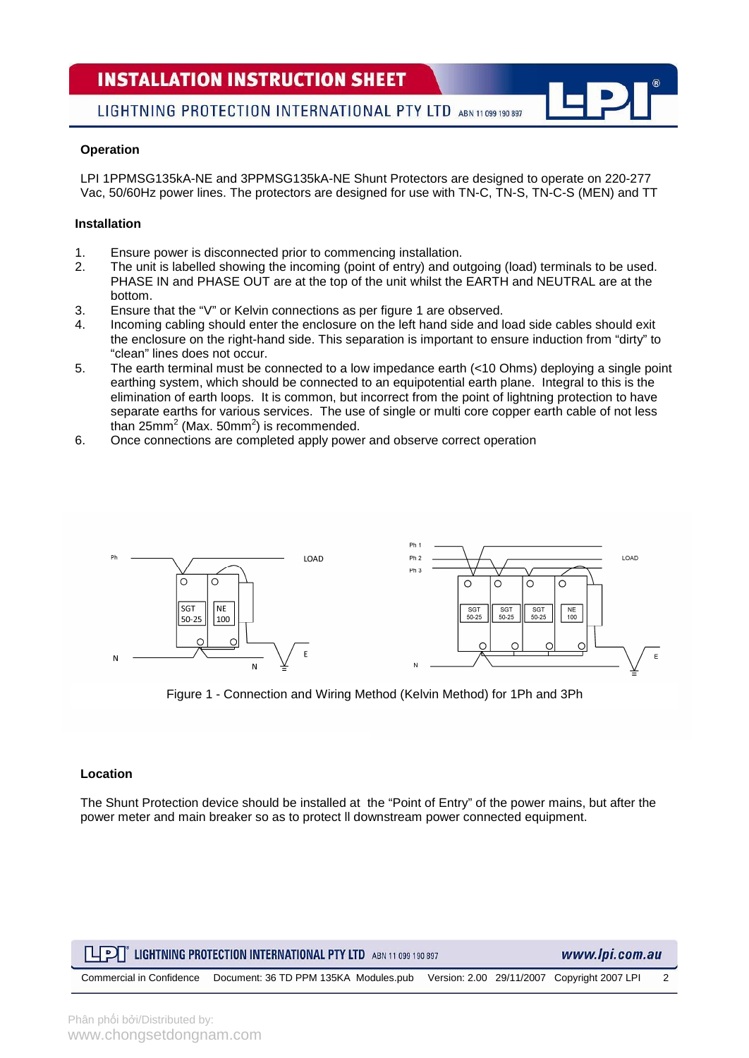### Operation

LPI 1PPMSG135kA-NE and 3PPMSG135kA-NE Shunt Protectors are designed to operate on 220-277 Vac, 50/60Hz power lines. The protectors are designed for use with TN-C, TN-S, TN-C-S (MEN) and TT

### Installation

1. Ensure power is disconnected prior to commencing installation.
2. The unit is labelled showing the incoming (point of entry) and outgoing (load) terminals to be used. PHASE IN and PHASE OUT are at the top of the unit whilst the EARTH and NEUTRAL are at the bottom.
3. Ensure that the "V" or Kelvin connections as per figure 1 are observed.
4. Incoming cabling should enter the enclosure on the left hand side and load side cables should exit the enclosure on the right-hand side. This separation is important to ensure induction from "dirty" to "clean" lines does not occur.
5. The earth terminal must be connected to a low impedance earth (<10 Ohms) deploying a single point earthing system, which should be connected to an equipotential earth plane. Integral to this is the elimination of earth loops. It is common, but incorrect from the point of lightning protection to have separate earths for various services. The use of single or multi core copper earth cable of not less than $25mm^2$ (Max. $50mm^2$) is recommended.
6. Once connections are completed apply power and observe correct operation

Figure 1 - Connection and Wiring Method (Kelvin Method) for 1Ph and 3Ph

### Location

The Shunt Protection device should be installed at the "Point of Entry" of the power mains, but after the power meter and main breaker so as to protect ll downstream power connected equipment.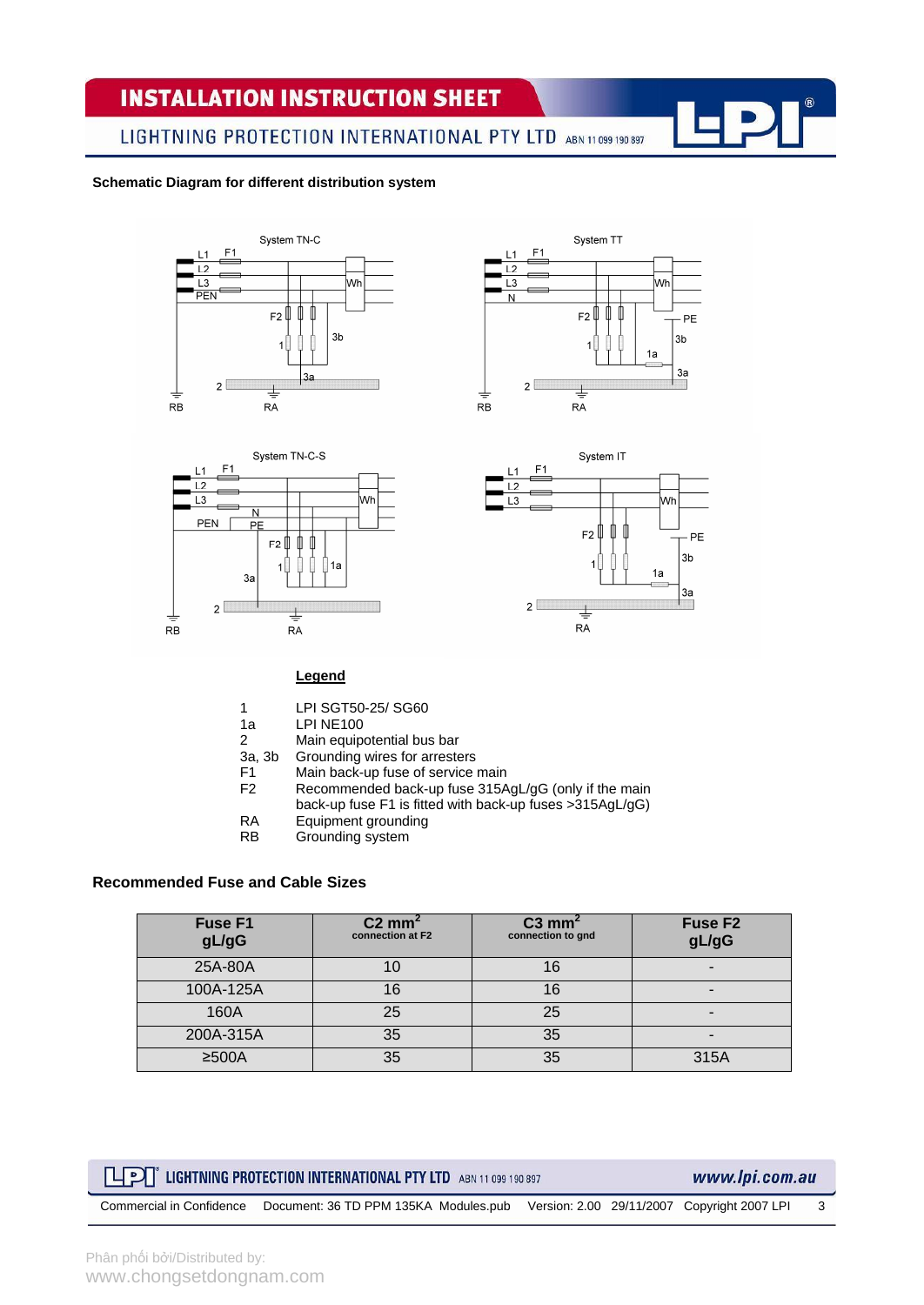**Schematic Diagram for different distribution system**

**Legend**

| | |
|---|---|
| 1 | LPI SGT50-25/ SG60 |
| 1a | LPI NE100 |
| 2 | Main equipotential bus bar |
| 3a, 3b | Grounding wires for arresters |
| F1 | Main back-up fuse of service main |
| F2 | Recommended back-up fuse 315AgL/gG (only if the main back-up fuse F1 is fitted with back-up fuses >315AgL/gG) |
| RA | Equipment grounding |
| RB | Grounding system |

**Recommended Fuse and Cable Sizes**

| Fuse F1 gL/gG | C2 mm² connection at F2 | C3 mm² connection to gnd | Fuse F2 gL/gG |
|---|---|---|---|
| 25A-80A | 10 | 16 | - |
| 100A-125A | 16 | 16 | - |
| 160A | 25 | 25 | - |
| 200A-315A | 35 | 35 | - |
| ≥500A | 35 | 35 | 315A |

Phân phối bởi/Distributed by:
www.chongsetdongnam.com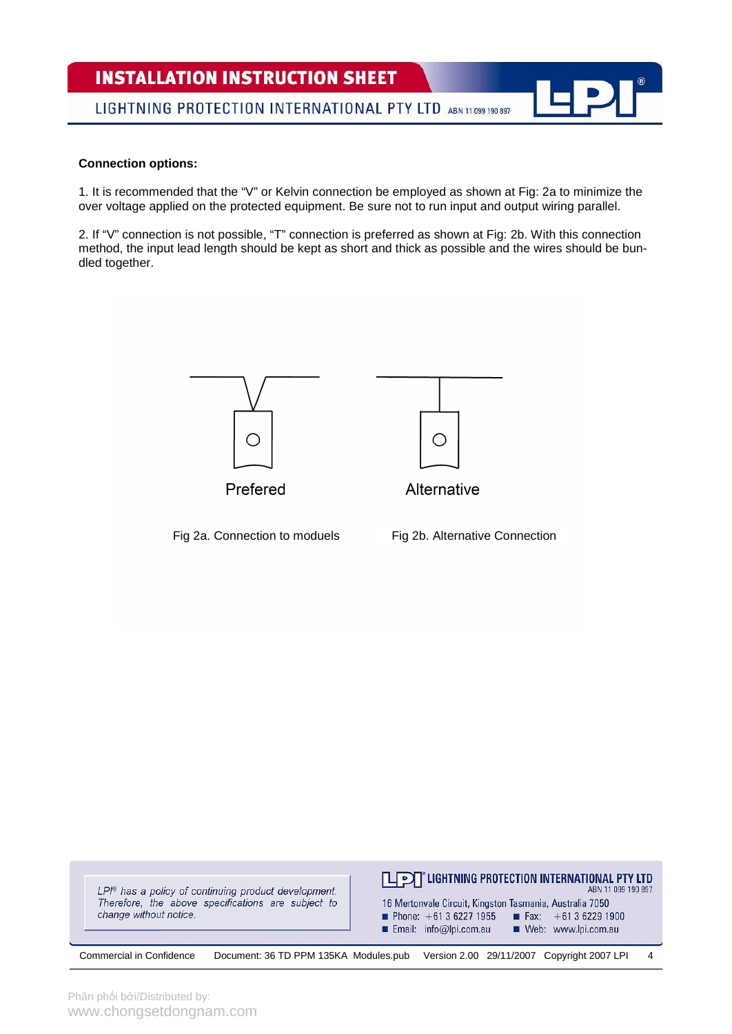**Connection options:**

1. It is recommended that the “V” or Kelvin connection be employed as shown at Fig: 2a to minimize the over voltage applied on the protected equipment. Be sure not to run input and output wiring parallel.

2. If “V” connection is not possible, “T” connection is preferred as shown at Fig: 2b. With this connection method, the input lead length should be kept as short and thick as possible and the wires should be bundled together.

Prefered

Alternative

Fig 2a. Connection to moduels

Fig 2b. Alternative Connection

*LPI® has a policy of continuing product development. Therefore, the above specifications are subject to change without notice.*

LPI LIGHTNING PROTECTION INTERNATIONAL PTY LTD ABN 11 099 190 897

16 Mertonvale Circuit, Kingston Tasmania, Australia 7050

- Phone: +61 3 6227 1955
- Fax: +61 3 6229 1900
- Email: info@lpi.com.au
- Web: www.lpi.com.au

Commercial in Confidence Document: 36 TD PPM 135KA Modules.pub Version 2.00 29/11/2007 Copyright 2007 LPI

Phân phối bởi/Distributed by:
www.chongsetdongnam.com